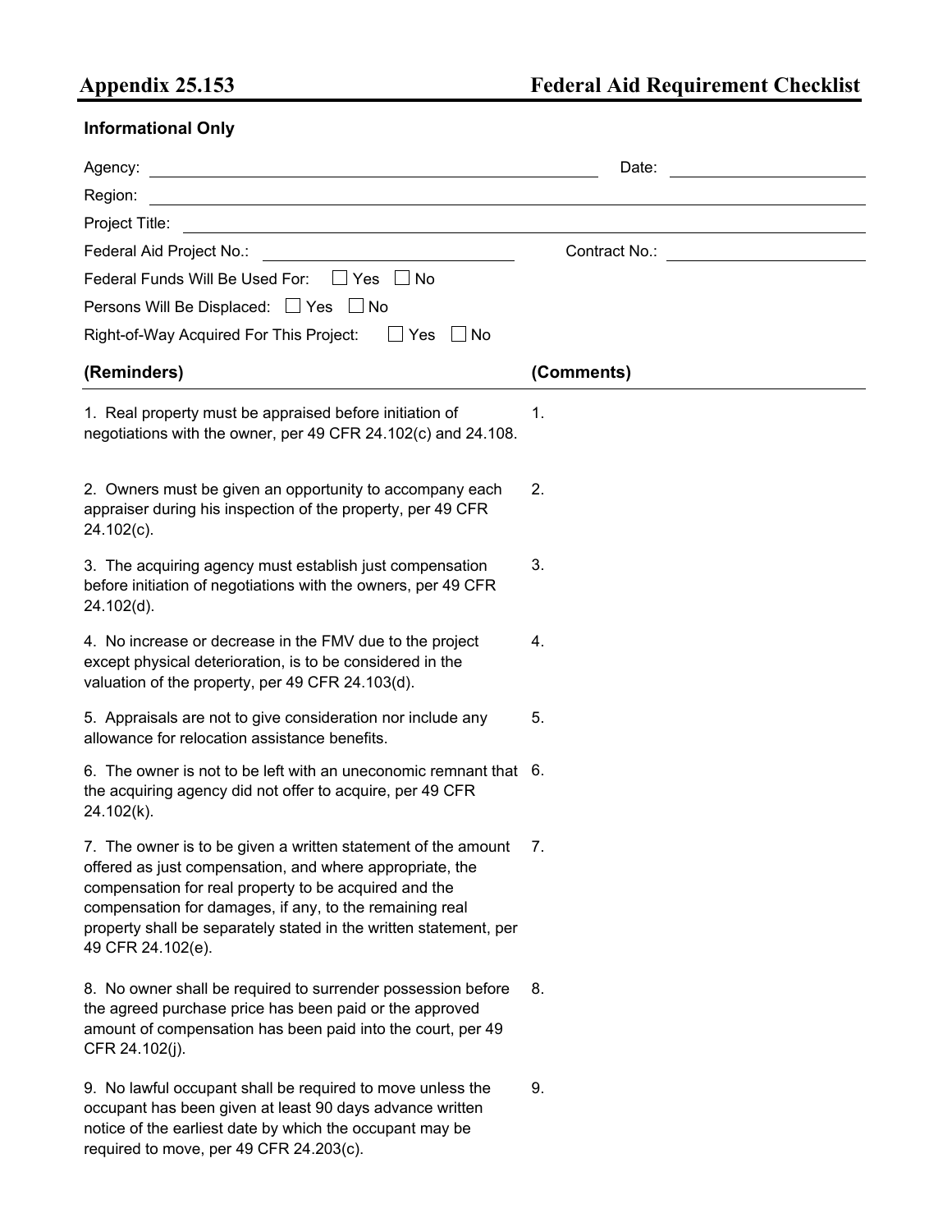# Appendix 25.153 Federal Aid Requirement Checklist

**Informational Only**

Agency: ______________________________ Date: ______________

Region: ______________________________

Project Title: ______________________________

Federal Aid Project No.: ______________________ Contract No.: ______________

Federal Funds Will Be Used For: ☐ Yes ☐ No

Persons Will Be Displaced: ☐ Yes ☐ No

Right-of-Way Acquired For This Project: ☐ Yes ☐ No

| (Reminders) | (Comments) |
|---|---|
| 1. Real property must be appraised before initiation of negotiations with the owner, per 49 CFR 24.102(c) and 24.108. | 1. |
| 2. Owners must be given an opportunity to accompany each appraiser during his inspection of the property, per 49 CFR 24.102(c). | 2. |
| 3. The acquiring agency must establish just compensation before initiation of negotiations with the owners, per 49 CFR 24.102(d). | 3. |
| 4. No increase or decrease in the FMV due to the project except physical deterioration, is to be considered in the valuation of the property, per 49 CFR 24.103(d). | 4. |
| 5. Appraisals are not to give consideration nor include any allowance for relocation assistance benefits. | 5. |
| 6. The owner is not to be left with an uneconomic remnant that the acquiring agency did not offer to acquire, per 49 CFR 24.102(k). | 6. |
| 7. The owner is to be given a written statement of the amount offered as just compensation, and where appropriate, the compensation for real property to be acquired and the compensation for damages, if any, to the remaining real property shall be separately stated in the written statement, per 49 CFR 24.102(e). | 7. |
| 8. No owner shall be required to surrender possession before the agreed purchase price has been paid or the approved amount of compensation has been paid into the court, per 49 CFR 24.102(j). | 8. |
| 9. No lawful occupant shall be required to move unless the occupant has been given at least 90 days advance written notice of the earliest date by which the occupant may be required to move, per 49 CFR 24.203(c). | 9. |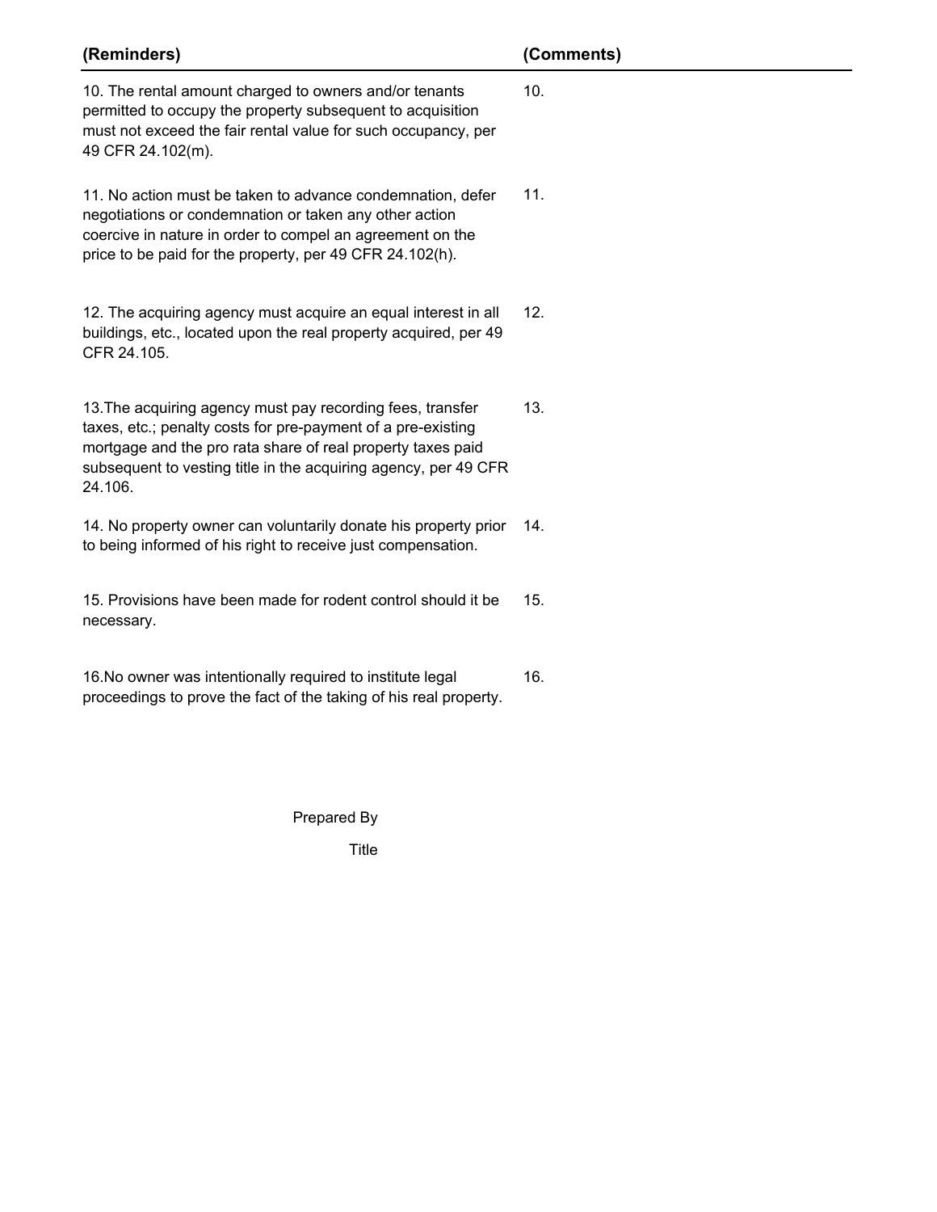| (Reminders) | (Comments) |
| --- | --- |
| 10. The rental amount charged to owners and/or tenants permitted to occupy the property subsequent to acquisition must not exceed the fair rental value for such occupancy, per 49 CFR 24.102(m). | 10. |
| 11. No action must be taken to advance condemnation, defer negotiations or condemnation or taken any other action coercive in nature in order to compel an agreement on the price to be paid for the property, per 49 CFR 24.102(h). | 11. |
| 12. The acquiring agency must acquire an equal interest in all buildings, etc., located upon the real property acquired, per 49 CFR 24.105. | 12. |
| 13.The acquiring agency must pay recording fees, transfer taxes, etc.; penalty costs for pre-payment of a pre-existing mortgage and the pro rata share of real property taxes paid subsequent to vesting title in the acquiring agency, per 49 CFR 24.106. | 13. |
| 14. No property owner can voluntarily donate his property prior to being informed of his right to receive just compensation. | 14. |
| 15. Provisions have been made for rodent control should it be necessary. | 15. |
| 16.No owner was intentionally required to institute legal proceedings to prove the fact of the taking of his real property. | 16. |

Prepared By

Title